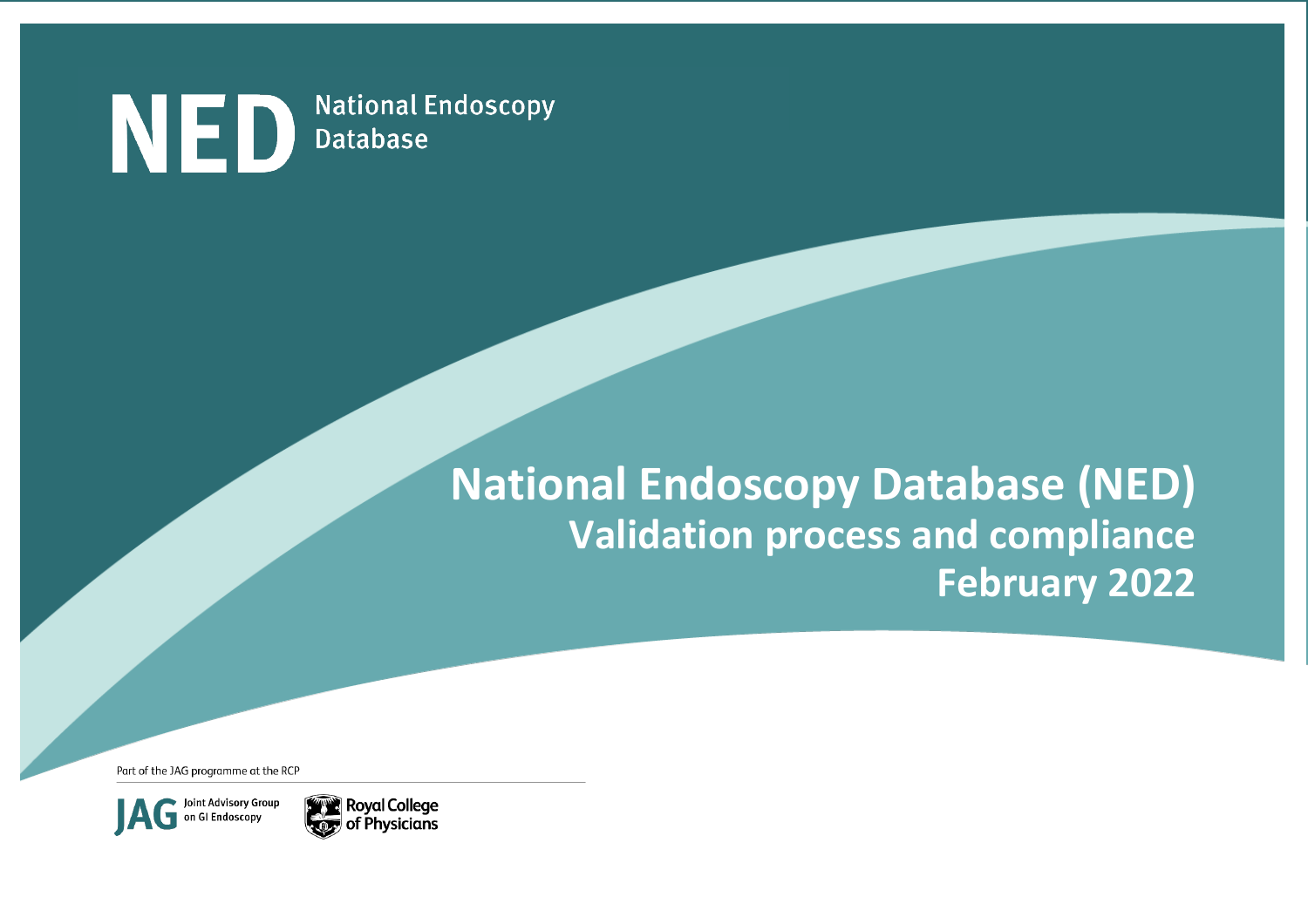NED National Endoscopy Database

# National Endoscopy Database (NED)

## Validation process and compliance

## February 2022

Part of the JAG programme at the RCP

JAG Joint Advisory Group on GI Endoscopy

Royal College of Physicians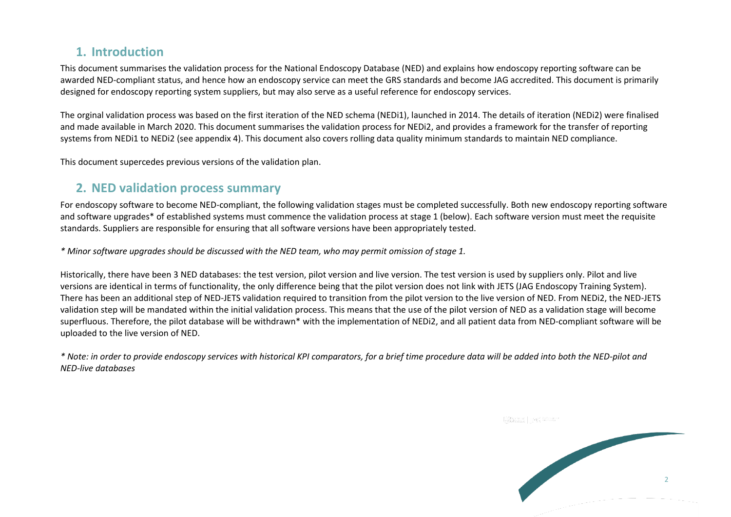## 1. Introduction

This document summarises the validation process for the National Endoscopy Database (NED) and explains how endoscopy reporting software can be awarded NED-compliant status, and hence how an endoscopy service can meet the GRS standards and become JAG accredited. This document is primarily designed for endoscopy reporting system suppliers, but may also serve as a useful reference for endoscopy services.

The orginal validation process was based on the first iteration of the NED schema (NEDi1), launched in 2014. The details of iteration (NEDi2) were finalised and made available in March 2020. This document summarises the validation process for NEDi2, and provides a framework for the transfer of reporting systems from NEDi1 to NEDi2 (see appendix 4). This document also covers rolling data quality minimum standards to maintain NED compliance.

This document supercedes previous versions of the validation plan.

## 2. NED validation process summary

For endoscopy software to become NED-compliant, the following validation stages must be completed successfully. Both new endoscopy reporting software and software upgrades* of established systems must commence the validation process at stage 1 (below). Each software version must meet the requisite standards. Suppliers are responsible for ensuring that all software versions have been appropriately tested.

*\* Minor software upgrades should be discussed with the NED team, who may permit omission of stage 1.*

Historically, there have been 3 NED databases: the test version, pilot version and live version. The test version is used by suppliers only. Pilot and live versions are identical in terms of functionality, the only difference being that the pilot version does not link with JETS (JAG Endoscopy Training System). There has been an additional step of NED-JETS validation required to transition from the pilot version to the live version of NED. From NEDi2, the NED-JETS validation step will be mandated within the initial validation process. This means that the use of the pilot version of NED as a validation stage will become superfluous. Therefore, the pilot database will be withdrawn* with the implementation of NEDi2, and all patient data from NED-compliant software will be uploaded to the live version of NED.

*\* Note: in order to provide endoscopy services with historical KPI comparators, for a brief time procedure data will be added into both the NED-pilot and NED-live databases*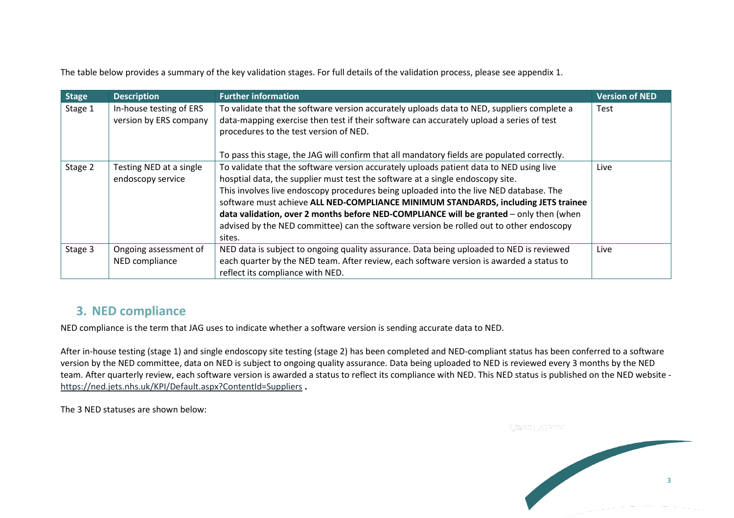The table below provides a summary of the key validation stages. For full details of the validation process, please see appendix 1.

| Stage | Description | Further information | Version of NED |
|---|---|---|---|
| Stage 1 | In-house testing of ERS version by ERS company | To validate that the software version accurately uploads data to NED, suppliers complete a data-mapping exercise then test if their software can accurately upload a series of test procedures to the test version of NED.<br><br>To pass this stage, the JAG will confirm that all mandatory fields are populated correctly. | Test |
| Stage 2 | Testing NED at a single endoscopy service | To validate that the software version accurately uploads patient data to NED using live hosptial data, the supplier must test the software at a single endoscopy site.<br>This involves live endoscopy procedures being uploaded into the live NED database. The software must achieve **ALL NED-COMPLIANCE MINIMUM STANDARDS, including JETS trainee data validation, over 2 months before NED-COMPLIANCE will be granted** – only then (when advised by the NED committee) can the software version be rolled out to other endoscopy sites. | Live |
| Stage 3 | Ongoing assessment of NED compliance | NED data is subject to ongoing quality assurance. Data being uploaded to NED is reviewed each quarter by the NED team. After review, each software version is awarded a status to reflect its compliance with NED. | Live |

## 3. NED compliance

NED compliance is the term that JAG uses to indicate whether a software version is sending accurate data to NED.

After in-house testing (stage 1) and single endoscopy site testing (stage 2) has been completed and NED-compliant status has been conferred to a software version by the NED committee, data on NED is subject to ongoing quality assurance. Data being uploaded to NED is reviewed every 3 months by the NED team. After quarterly review, each software version is awarded a status to reflect its compliance with NED. This NED status is published on the NED website - https://ned.jets.nhs.uk/KPI/Default.aspx?ContentId=Suppliers .

The 3 NED statuses are shown below: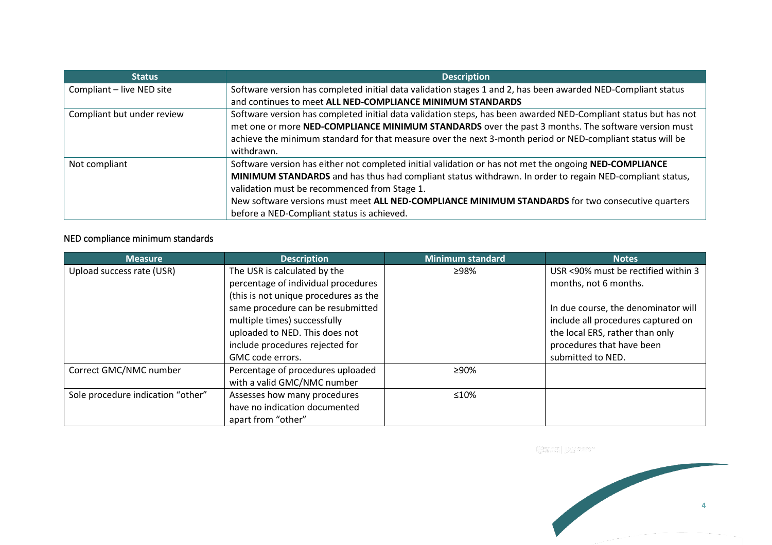| Status | Description |
| --- | --- |
| Compliant – live NED site | Software version has completed initial data validation stages 1 and 2, has been awarded NED-Compliant status and continues to meet **ALL NED-COMPLIANCE MINIMUM STANDARDS** |
| Compliant but under review | Software version has completed initial data validation steps, has been awarded NED-Compliant status but has not met one or more **NED-COMPLIANCE MINIMUM STANDARDS** over the past 3 months. The software version must achieve the minimum standard for that measure over the next 3-month period or NED-compliant status will be withdrawn. |
| Not compliant | Software version has either not completed initial validation or has not met the ongoing **NED-COMPLIANCE MINIMUM STANDARDS** and has thus had compliant status withdrawn. In order to regain NED-compliant status, validation must be recommenced from Stage 1. New software versions must meet **ALL NED-COMPLIANCE MINIMUM STANDARDS** for two consecutive quarters before a NED-Compliant status is achieved. |

NED compliance minimum standards

| Measure | Description | Minimum standard | Notes |
| --- | --- | --- | --- |
| Upload success rate (USR) | The USR is calculated by the percentage of individual procedures (this is not unique procedures as the same procedure can be resubmitted multiple times) successfully uploaded to NED. This does not include procedures rejected for GMC code errors. | ≥98% | USR <90% must be rectified within 3 months, not 6 months. In due course, the denominator will include all procedures captured on the local ERS, rather than only procedures that have been submitted to NED. |
| Correct GMC/NMC number | Percentage of procedures uploaded with a valid GMC/NMC number | ≥90% | |
| Sole procedure indication "other" | Assesses how many procedures have no indication documented apart from "other" | ≤10% | |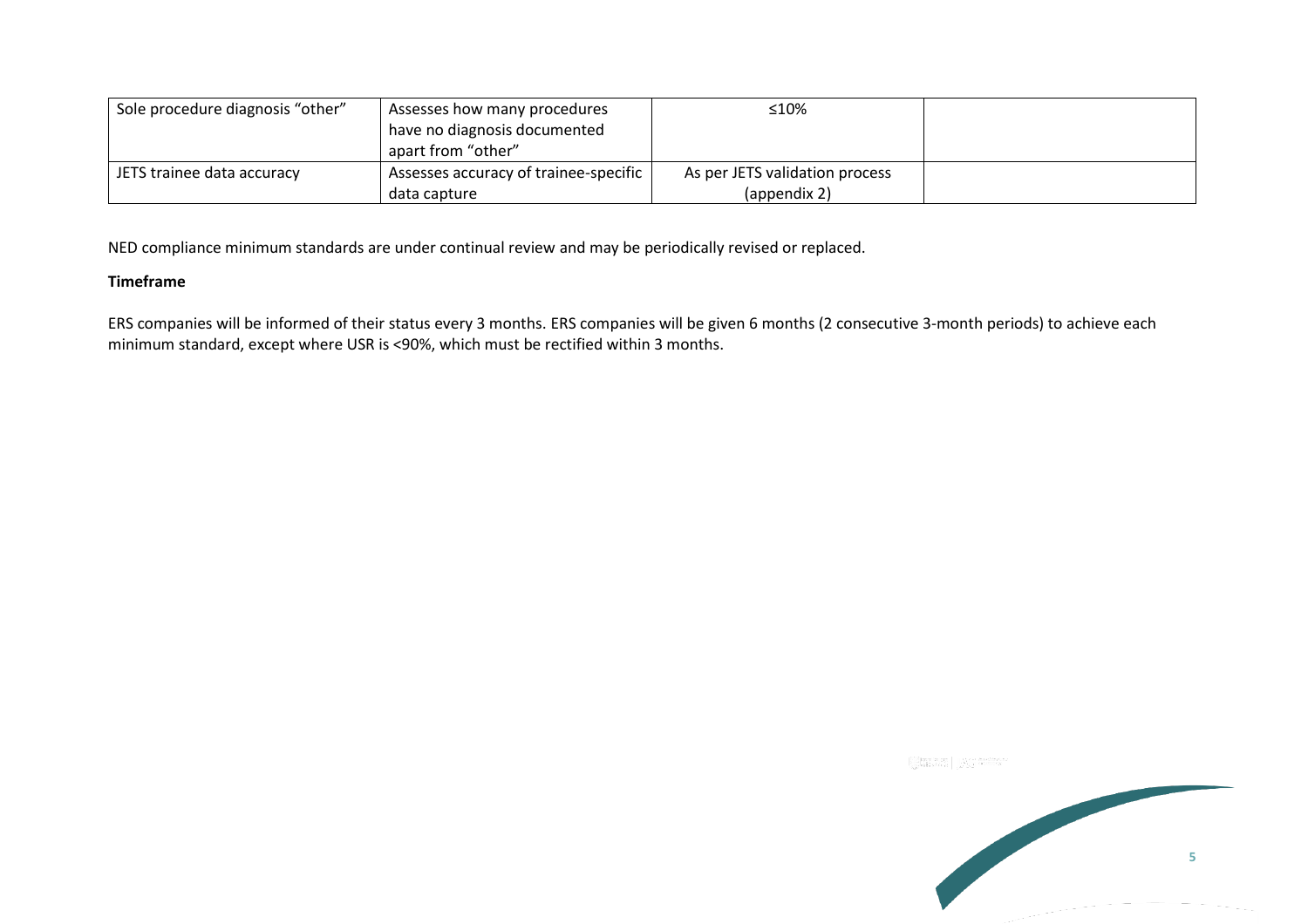| Sole procedure diagnosis “other” | Assesses how many procedures have no diagnosis documented apart from “other” | ≤10% | |
|---|---|---|---|
| JETS trainee data accuracy | Assesses accuracy of trainee-specific data capture | As per JETS validation process (appendix 2) | |

NED compliance minimum standards are under continual review and may be periodically revised or replaced.

**Timeframe**

ERS companies will be informed of their status every 3 months. ERS companies will be given 6 months (2 consecutive 3-month periods) to achieve each minimum standard, except where USR is <90%, which must be rectified within 3 months.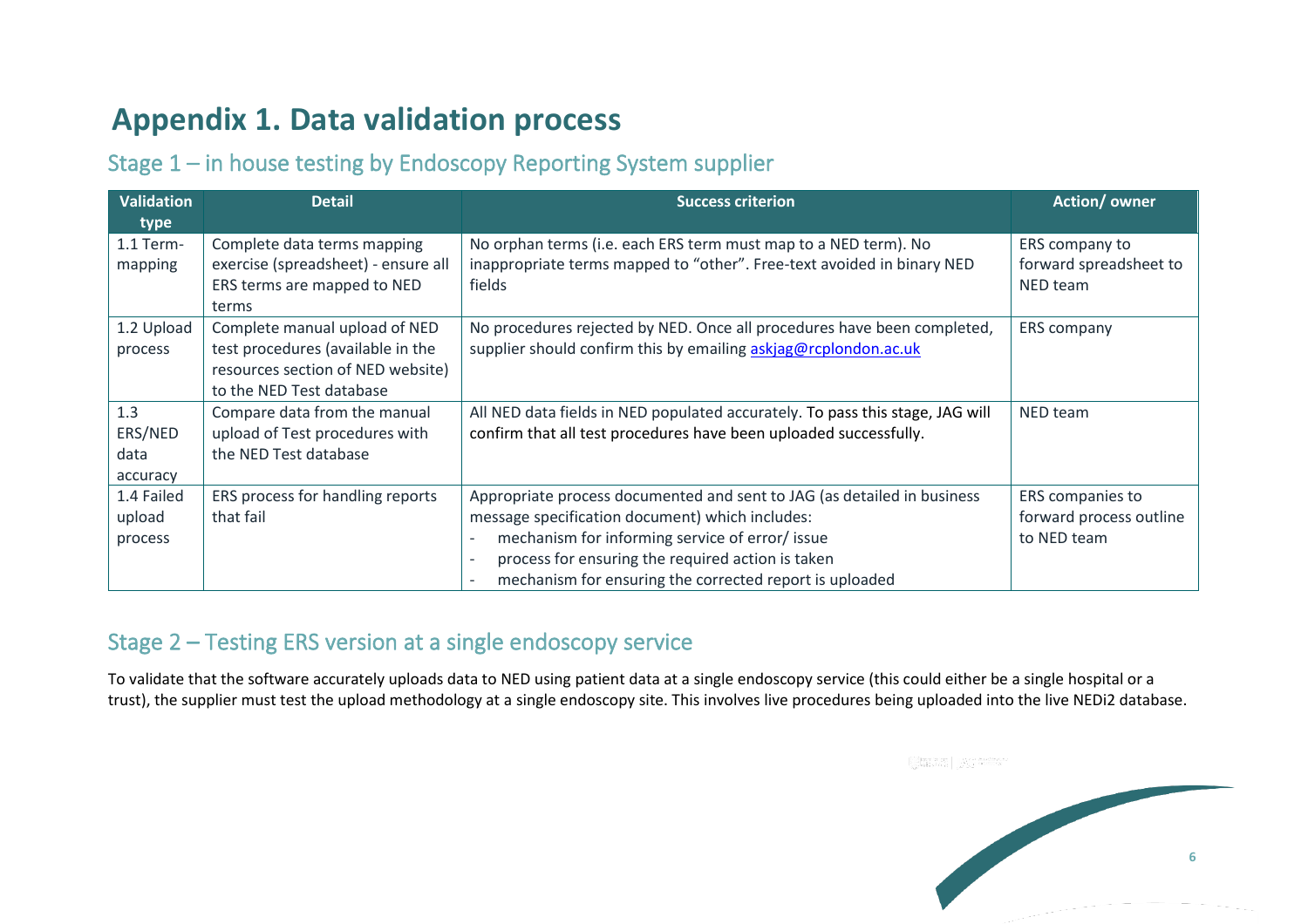# Appendix 1. Data validation process

## Stage 1 – in house testing by Endoscopy Reporting System supplier

| Validation type | Detail | Success criterion | Action/ owner |
|---|---|---|---|
| 1.1 Term-mapping | Complete data terms mapping exercise (spreadsheet) - ensure all ERS terms are mapped to NED terms | No orphan terms (i.e. each ERS term must map to a NED term). No inappropriate terms mapped to "other". Free-text avoided in binary NED fields | ERS company to forward spreadsheet to NED team |
| 1.2 Upload process | Complete manual upload of NED test procedures (available in the resources section of NED website) to the NED Test database | No procedures rejected by NED. Once all procedures have been completed, supplier should confirm this by emailing askjag@rcplondon.ac.uk | ERS company |
| 1.3 ERS/NED data accuracy | Compare data from the manual upload of Test procedures with the NED Test database | All NED data fields in NED populated accurately. To pass this stage, JAG will confirm that all test procedures have been uploaded successfully. | NED team |
| 1.4 Failed upload process | ERS process for handling reports that fail | Appropriate process documented and sent to JAG (as detailed in business message specification document) which includes:<br>- mechanism for informing service of error/ issue<br>- process for ensuring the required action is taken<br>- mechanism for ensuring the corrected report is uploaded | ERS companies to forward process outline to NED team |

## Stage 2 – Testing ERS version at a single endoscopy service

To validate that the software accurately uploads data to NED using patient data at a single endoscopy service (this could either be a single hospital or a trust), the supplier must test the upload methodology at a single endoscopy site. This involves live procedures being uploaded into the live NEDi2 database.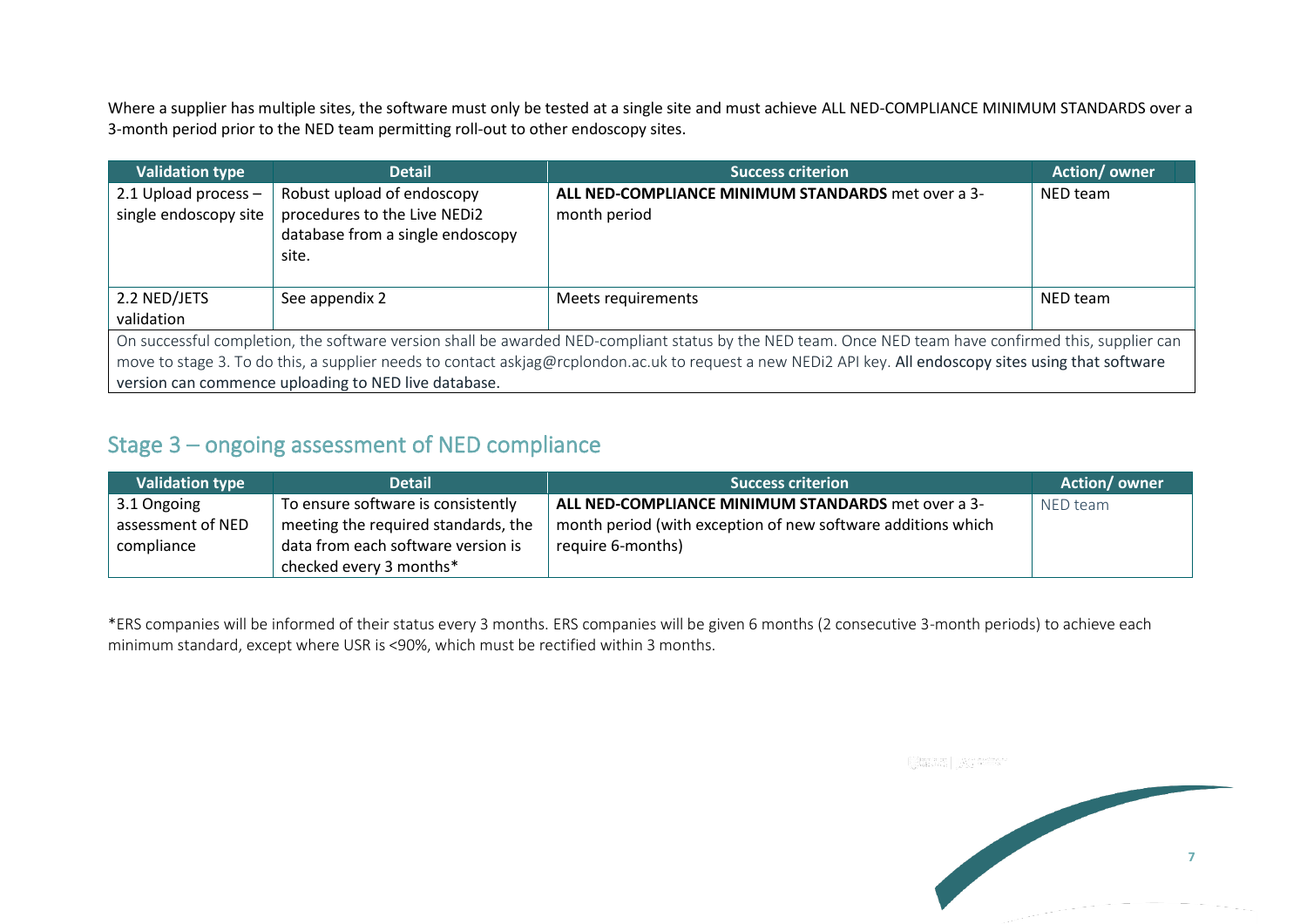Where a supplier has multiple sites, the software must only be tested at a single site and must achieve ALL NED-COMPLIANCE MINIMUM STANDARDS over a 3-month period prior to the NED team permitting roll-out to other endoscopy sites.

| Validation type | Detail | Success criterion | Action/ owner |
|---|---|---|---|
| 2.1 Upload process – single endoscopy site | Robust upload of endoscopy procedures to the Live NEDi2 database from a single endoscopy site. | **ALL NED-COMPLIANCE MINIMUM STANDARDS** met over a 3-month period | NED team |
| 2.2 NED/JETS validation | See appendix 2 | Meets requirements | NED team |
| On successful completion, the software version shall be awarded NED-compliant status by the NED team. Once NED team have confirmed this, supplier can move to stage 3. To do this, a supplier needs to contact askjag@rcplondon.ac.uk to request a new NEDi2 API key. All endoscopy sites using that software version can commence uploading to NED live database. | | | |

## Stage 3 – ongoing assessment of NED compliance

| Validation type | Detail | Success criterion | Action/ owner |
|---|---|---|---|
| 3.1 Ongoing assessment of NED compliance | To ensure software is consistently meeting the required standards, the data from each software version is checked every 3 months* | **ALL NED-COMPLIANCE MINIMUM STANDARDS** met over a 3-month period (with exception of new software additions which require 6-months) | NED team |

*ERS companies will be informed of their status every 3 months. ERS companies will be given 6 months (2 consecutive 3-month periods) to achieve each minimum standard, except where USR is <90%, which must be rectified within 3 months.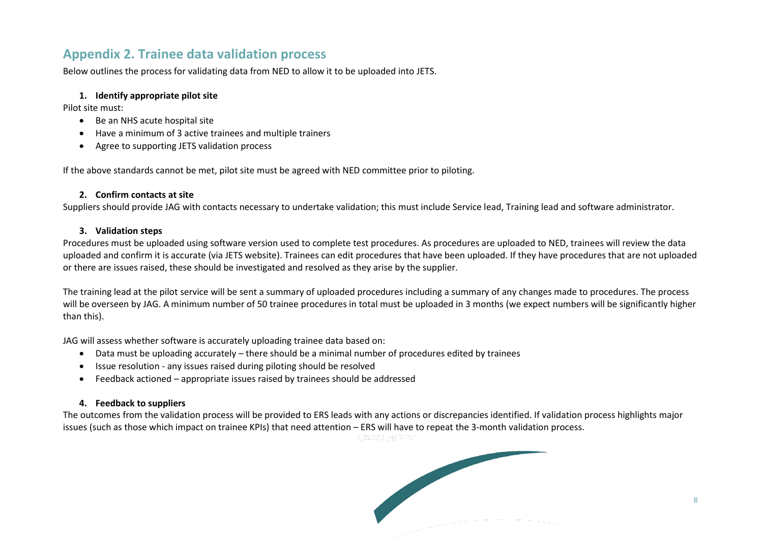## Appendix 2. Trainee data validation process

Below outlines the process for validating data from NED to allow it to be uploaded into JETS.

### 1. Identify appropriate pilot site

Pilot site must:

- Be an NHS acute hospital site
- Have a minimum of 3 active trainees and multiple trainers
- Agree to supporting JETS validation process

If the above standards cannot be met, pilot site must be agreed with NED committee prior to piloting.

### 2. Confirm contacts at site

Suppliers should provide JAG with contacts necessary to undertake validation; this must include Service lead, Training lead and software administrator.

### 3. Validation steps

Procedures must be uploaded using software version used to complete test procedures. As procedures are uploaded to NED, trainees will review the data uploaded and confirm it is accurate (via JETS website). Trainees can edit procedures that have been uploaded. If they have procedures that are not uploaded or there are issues raised, these should be investigated and resolved as they arise by the supplier.

The training lead at the pilot service will be sent a summary of uploaded procedures including a summary of any changes made to procedures. The process will be overseen by JAG. A minimum number of 50 trainee procedures in total must be uploaded in 3 months (we expect numbers will be significantly higher than this).

JAG will assess whether software is accurately uploading trainee data based on:

- Data must be uploading accurately – there should be a minimal number of procedures edited by trainees
- Issue resolution - any issues raised during piloting should be resolved
- Feedback actioned – appropriate issues raised by trainees should be addressed

### 4. Feedback to suppliers

The outcomes from the validation process will be provided to ERS leads with any actions or discrepancies identified. If validation process highlights major issues (such as those which impact on trainee KPIs) that need attention – ERS will have to repeat the 3-month validation process.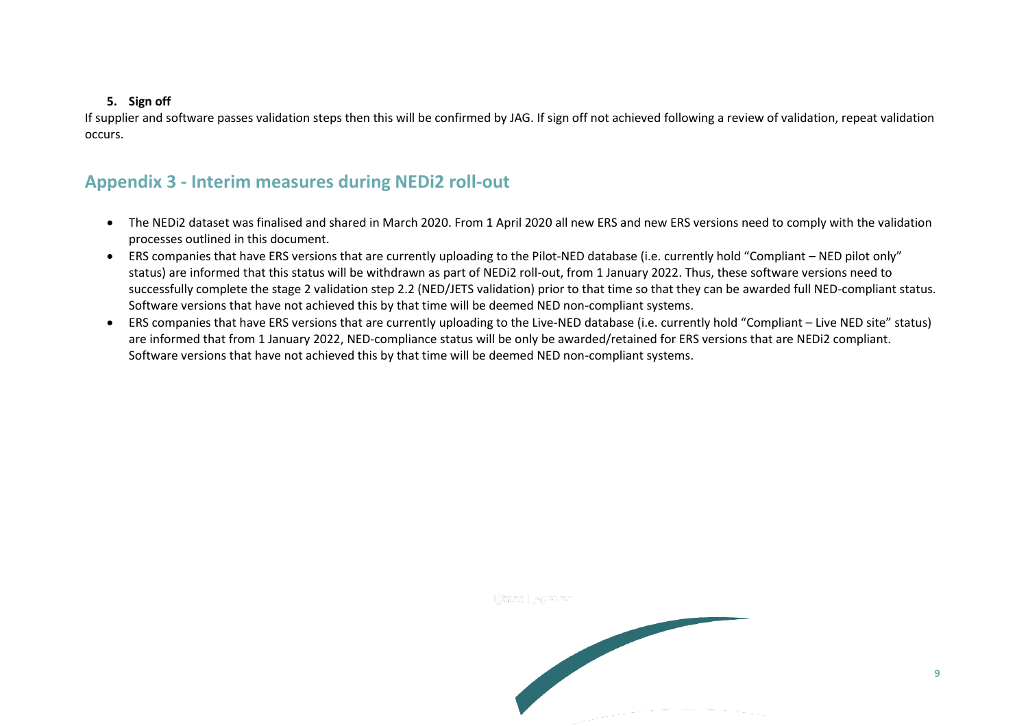**5. Sign off**

If supplier and software passes validation steps then this will be confirmed by JAG. If sign off not achieved following a review of validation, repeat validation occurs.

## Appendix 3 - Interim measures during NEDi2 roll-out

- The NEDi2 dataset was finalised and shared in March 2020. From 1 April 2020 all new ERS and new ERS versions need to comply with the validation processes outlined in this document.
- ERS companies that have ERS versions that are currently uploading to the Pilot-NED database (i.e. currently hold "Compliant – NED pilot only" status) are informed that this status will be withdrawn as part of NEDi2 roll-out, from 1 January 2022. Thus, these software versions need to successfully complete the stage 2 validation step 2.2 (NED/JETS validation) prior to that time so that they can be awarded full NED-compliant status. Software versions that have not achieved this by that time will be deemed NED non-compliant systems.
- ERS companies that have ERS versions that are currently uploading to the Live-NED database (i.e. currently hold "Compliant – Live NED site" status) are informed that from 1 January 2022, NED-compliance status will be only be awarded/retained for ERS versions that are NEDi2 compliant. Software versions that have not achieved this by that time will be deemed NED non-compliant systems.